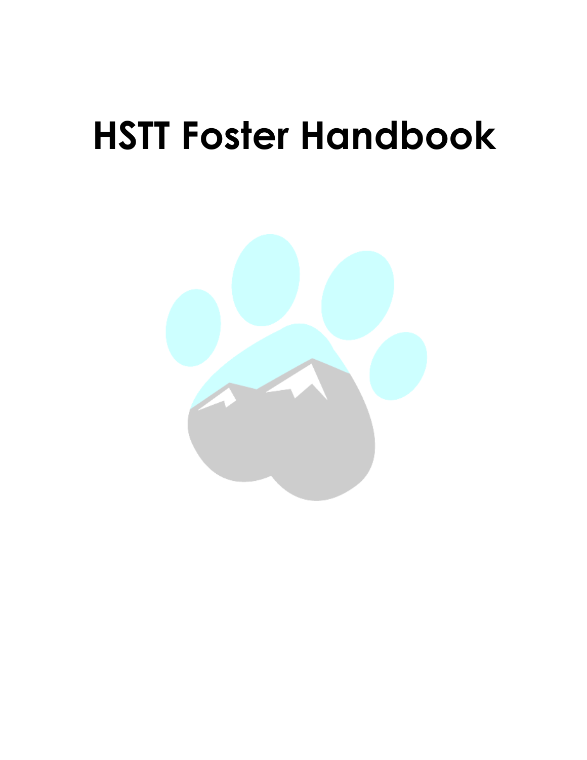# HSTT Foster Handbook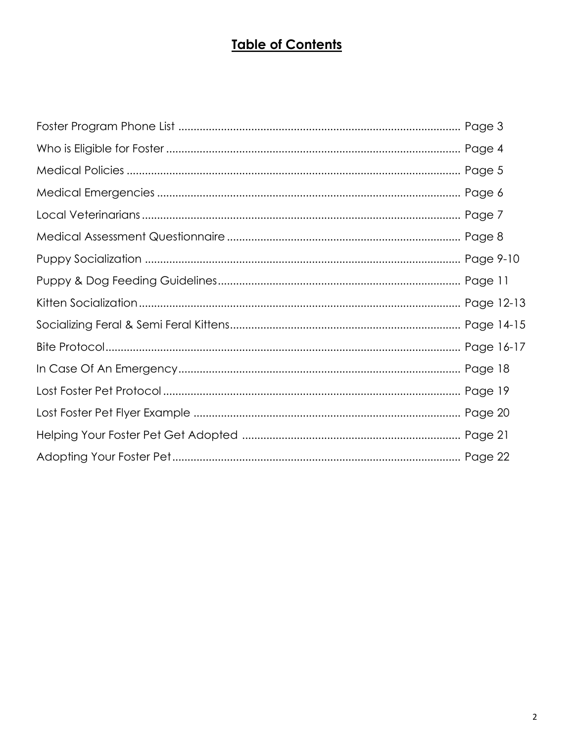# Table of Contents

Foster Program Phone List .......................................................................................... Page 3

Who is Eligible for Foster ............................................................................................ Page 4

Medical Policies ........................................................................................................ Page 5

Medical Emergencies ................................................................................................. Page 6

Local Veterinarians ...................................................................................................... Page 7

Medical Assessment Questionnaire ......................................................................... Page 8

Puppy Socialization ..................................................................................................... Page 9-10

Puppy & Dog Feeding Guidelines............................................................................. Page 11

Kitten Socialization ....................................................................................................... Page 12-13

Socializing Feral & Semi Feral Kittens......................................................................... Page 14-15

Bite Protocol.................................................................................................................. Page 16-17

In Case Of An Emergency........................................................................................... Page 18

Lost Foster Pet Protocol ............................................................................................... Page 19

Lost Foster Pet Flyer Example ..................................................................................... Page 20

Helping Your Foster Pet Get Adopted ...................................................................... Page 21

Adopting Your Foster Pet............................................................................................. Page 22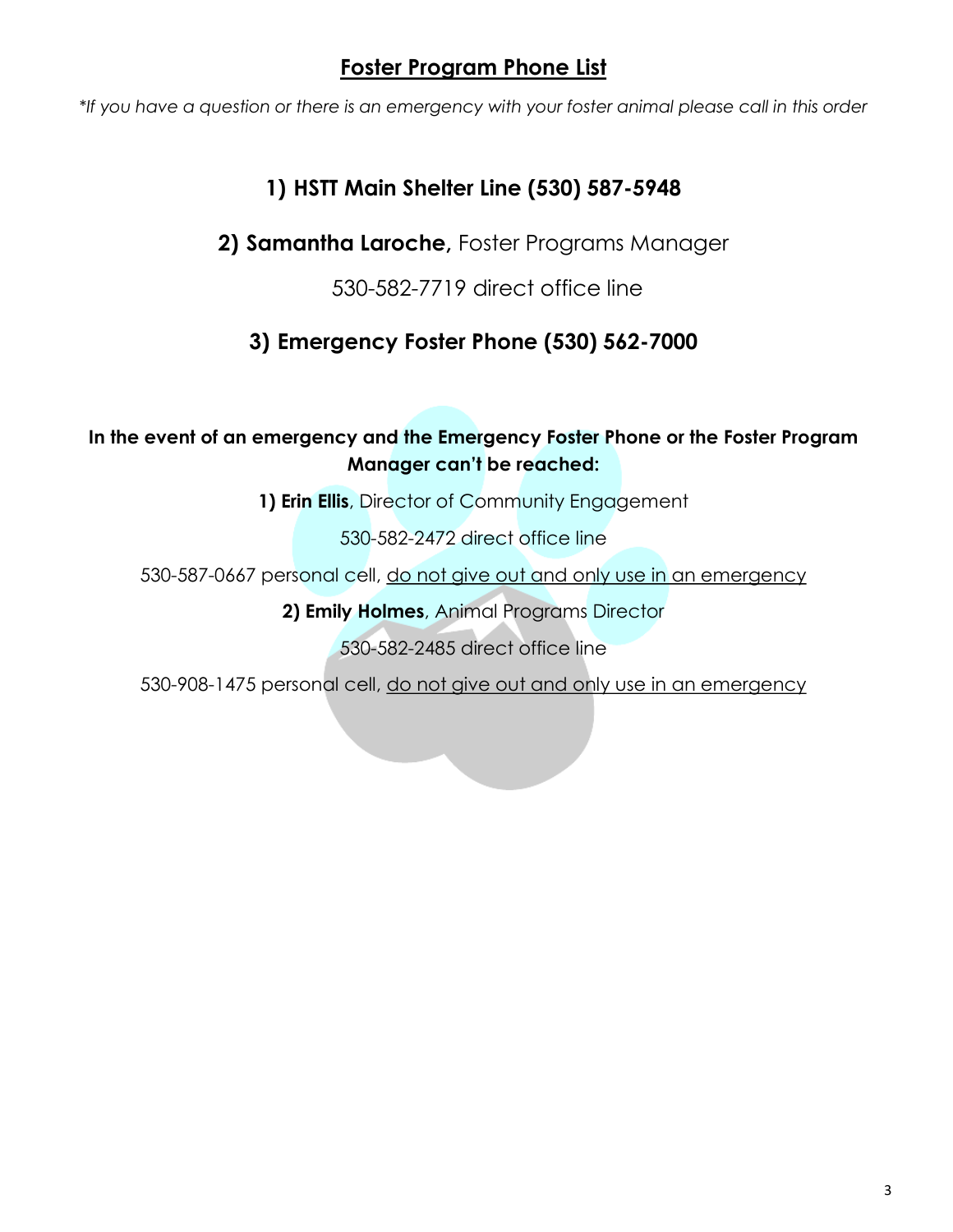## Foster Program Phone List

*\*If you have a question or there is an emergency with your foster animal please call in this order*

### 1) HSTT Main Shelter Line (530) 587-5948

**2) Samantha Laroche,** Foster Programs Manager

530-582-7719 direct office line

### 3) Emergency Foster Phone (530) 562-7000

**In the event of an emergency and the Emergency Foster Phone or the Foster Program Manager can't be reached:**

**1) Erin Ellis**, Director of Community Engagement

530-582-2472 direct office line

530-587-0667 personal cell, <u>do not give out and only use in an emergency</u>

**2) Emily Holmes**, Animal Programs Director

530-582-2485 direct office line

530-908-1475 personal cell, <u>do not give out and only use in an emergency</u>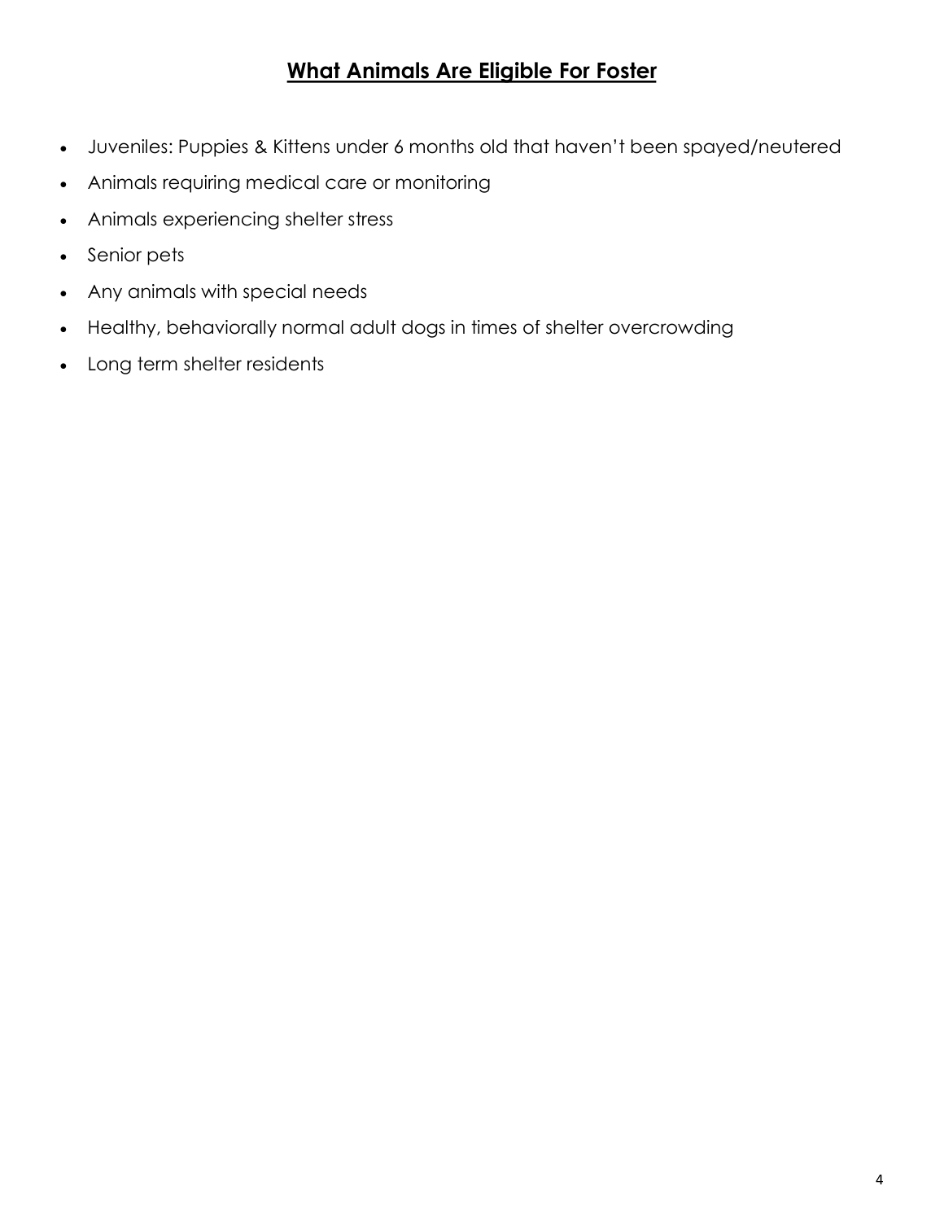## **What Animals Are Eligible For Foster**

- Juveniles: Puppies & Kittens under 6 months old that haven't been spayed/neutered
- Animals requiring medical care or monitoring
- Animals experiencing shelter stress
- Senior pets
- Any animals with special needs
- Healthy, behaviorally normal adult dogs in times of shelter overcrowding
- Long term shelter residents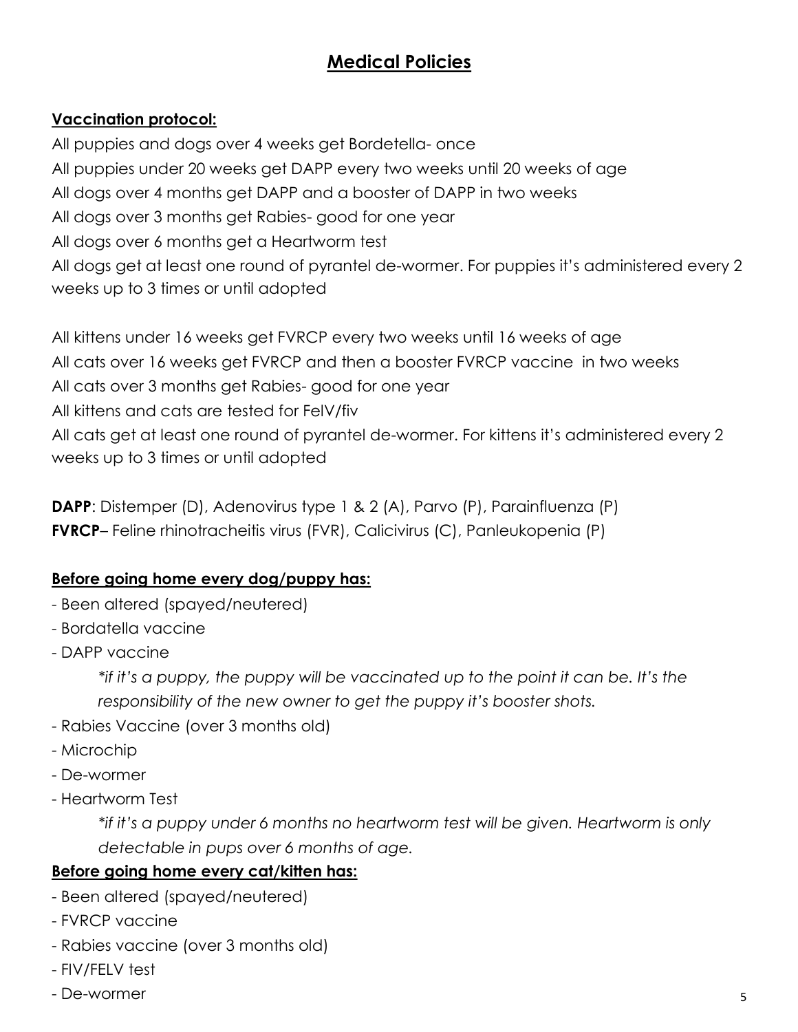# Medical Policies

**Vaccination protocol:**

All puppies and dogs over 4 weeks get Bordetella- once
All puppies under 20 weeks get DAPP every two weeks until 20 weeks of age
All dogs over 4 months get DAPP and a booster of DAPP in two weeks
All dogs over 3 months get Rabies- good for one year
All dogs over 6 months get a Heartworm test
All dogs get at least one round of pyrantel de-wormer. For puppies it's administered every 2 weeks up to 3 times or until adopted

All kittens under 16 weeks get FVRCP every two weeks until 16 weeks of age
All cats over 16 weeks get FVRCP and then a booster FVRCP vaccine in two weeks
All cats over 3 months get Rabies- good for one year
All kittens and cats are tested for FelV/fiv
All cats get at least one round of pyrantel de-wormer. For kittens it's administered every 2 weeks up to 3 times or until adopted

**DAPP**: Distemper (D), Adenovirus type 1 & 2 (A), Parvo (P), Parainfluenza (P)
**FVRCP**– Feline rhinotracheitis virus (FVR), Calicivirus (C), Panleukopenia (P)

**Before going home every dog/puppy has:**

- Been altered (spayed/neutered)
- Bordatella vaccine
- DAPP vaccine

  *\*if it's a puppy, the puppy will be vaccinated up to the point it can be. It's the responsibility of the new owner to get the puppy it's booster shots.*
- Rabies Vaccine (over 3 months old)
- Microchip
- De-wormer
- Heartworm Test

  *\*if it's a puppy under 6 months no heartworm test will be given. Heartworm is only detectable in pups over 6 months of age.*

**Before going home every cat/kitten has:**

- Been altered (spayed/neutered)
- FVRCP vaccine
- Rabies vaccine (over 3 months old)
- FIV/FELV test
- De-wormer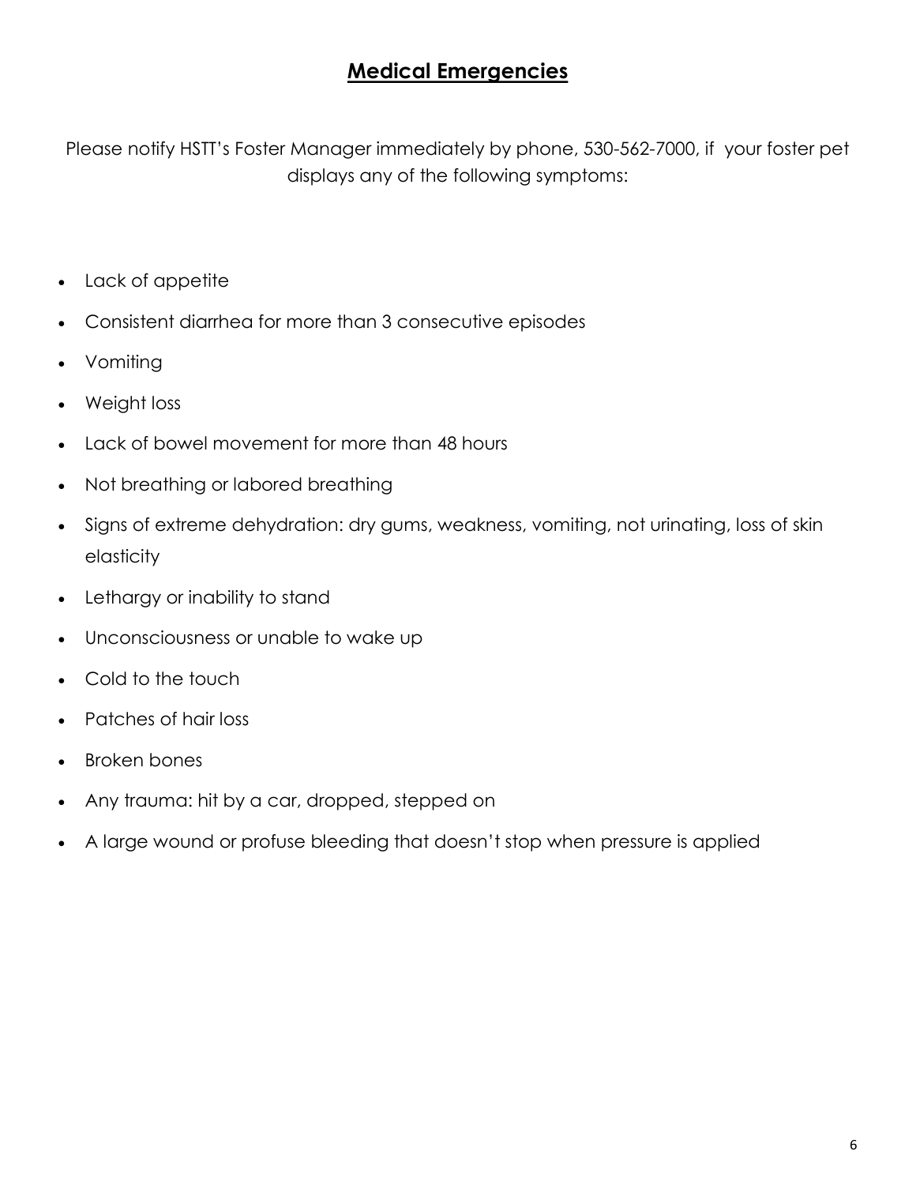## Medical Emergencies

Please notify HSTT's Foster Manager immediately by phone, 530-562-7000, if your foster pet displays any of the following symptoms:

- Lack of appetite
- Consistent diarrhea for more than 3 consecutive episodes
- Vomiting
- Weight loss
- Lack of bowel movement for more than 48 hours
- Not breathing or labored breathing
- Signs of extreme dehydration: dry gums, weakness, vomiting, not urinating, loss of skin elasticity
- Lethargy or inability to stand
- Unconsciousness or unable to wake up
- Cold to the touch
- Patches of hair loss
- Broken bones
- Any trauma: hit by a car, dropped, stepped on
- A large wound or profuse bleeding that doesn't stop when pressure is applied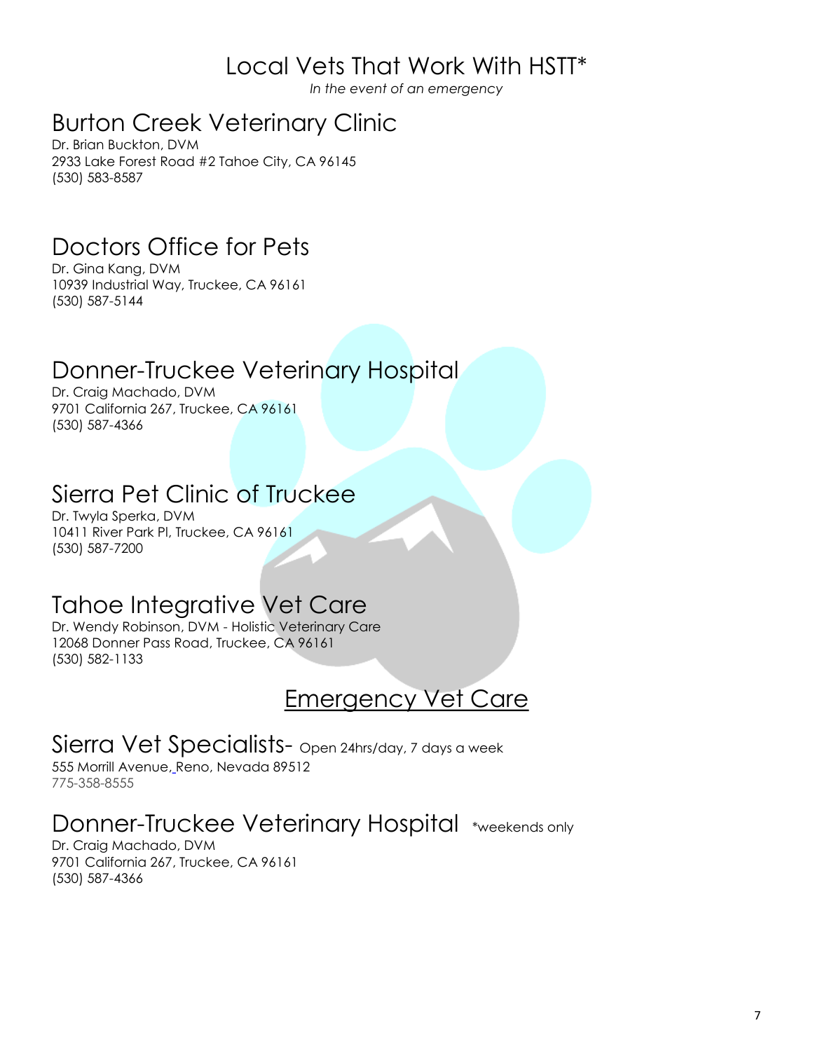# Local Vets That Work With HSTT*

*In the event of an emergency*

## Burton Creek Veterinary Clinic

Dr. Brian Buckton, DVM
2933 Lake Forest Road #2 Tahoe City, CA 96145
(530) 583-8587

## Doctors Office for Pets

Dr. Gina Kang, DVM
10939 Industrial Way, Truckee, CA 96161
(530) 587-5144

## Donner-Truckee Veterinary Hospital

Dr. Craig Machado, DVM
9701 California 267, Truckee, CA 96161
(530) 587-4366

## Sierra Pet Clinic of Truckee

Dr. Twyla Sperka, DVM
10411 River Park Pl, Truckee, CA 96161
(530) 587-7200

## Tahoe Integrative Vet Care

Dr. Wendy Robinson, DVM - Holistic Veterinary Care
12068 Donner Pass Road, Truckee, CA 96161
(530) 582-1133

# Emergency Vet Care

## Sierra Vet Specialists- Open 24hrs/day, 7 days a week

555 Morrill Avenue, Reno, Nevada 89512
775-358-8555

## Donner-Truckee Veterinary Hospital *weekends only

Dr. Craig Machado, DVM
9701 California 267, Truckee, CA 96161
(530) 587-4366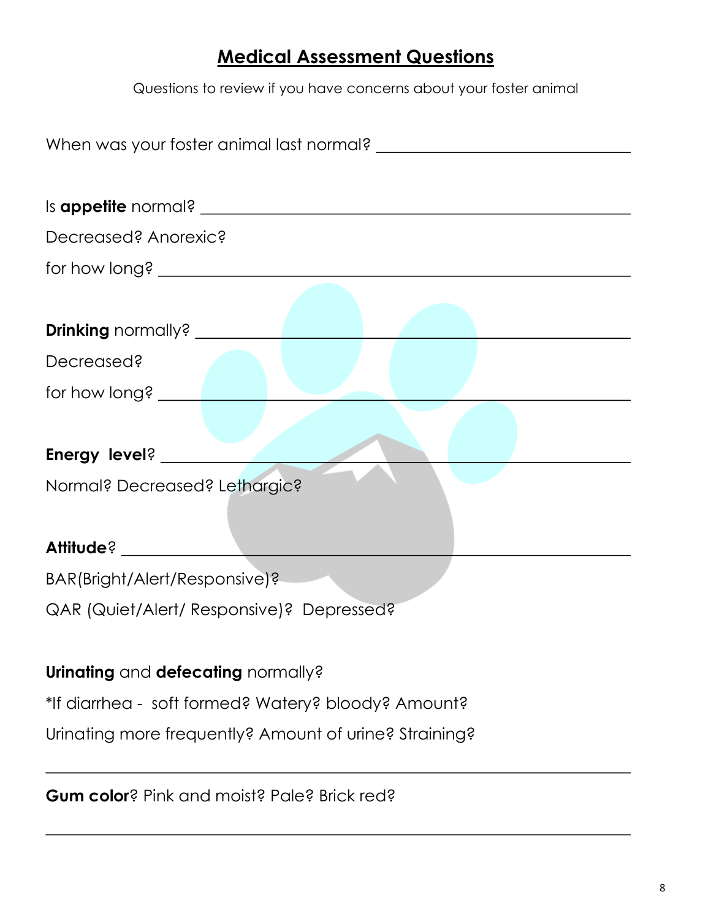## Medical Assessment Questions

Questions to review if you have concerns about your foster animal

When was your foster animal last normal? ______________________________

Is **appetite** normal? ______________________________

Decreased? Anorexic?

for how long? ______________________________

**Drinking** normally? ______________________________

Decreased?

for how long? ______________________________

**Energy level**? ______________________________

Normal? Decreased? Lethargic?

**Attitude**? ______________________________

BAR(Bright/Alert/Responsive)?

QAR (Quiet/Alert/ Responsive)? Depressed?

**Urinating** and **defecating** normally?

*If diarrhea - soft formed? Watery? bloody? Amount?

Urinating more frequently? Amount of urine? Straining?

______________________________

**Gum color**? Pink and moist? Pale? Brick red?

______________________________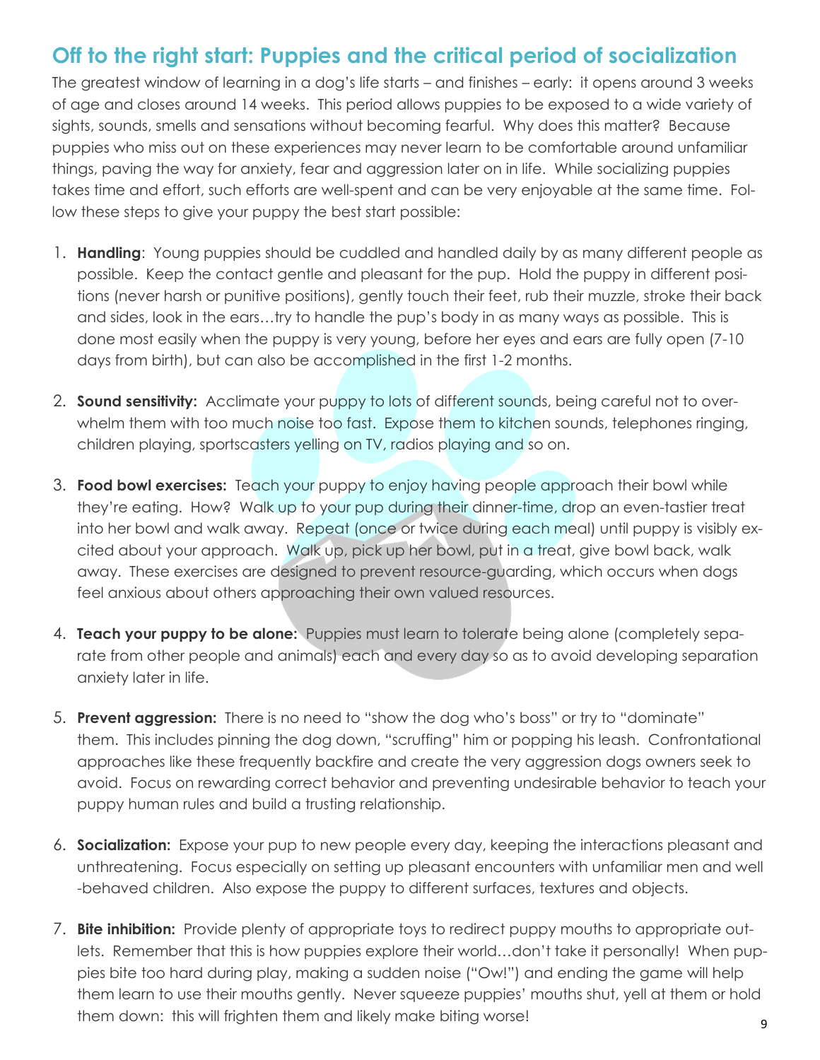## Off to the right start: Puppies and the critical period of socialization

The greatest window of learning in a dog's life starts – and finishes – early: it opens around 3 weeks of age and closes around 14 weeks. This period allows puppies to be exposed to a wide variety of sights, sounds, smells and sensations without becoming fearful. Why does this matter? Because puppies who miss out on these experiences may never learn to be comfortable around unfamiliar things, paving the way for anxiety, fear and aggression later on in life. While socializing puppies takes time and effort, such efforts are well-spent and can be very enjoyable at the same time. Follow these steps to give your puppy the best start possible:

1. **Handling**: Young puppies should be cuddled and handled daily by as many different people as possible. Keep the contact gentle and pleasant for the pup. Hold the puppy in different positions (never harsh or punitive positions), gently touch their feet, rub their muzzle, stroke their back and sides, look in the ears…try to handle the pup's body in as many ways as possible. This is done most easily when the puppy is very young, before her eyes and ears are fully open (7-10 days from birth), but can also be accomplished in the first 1-2 months.

2. **Sound sensitivity:** Acclimate your puppy to lots of different sounds, being careful not to overwhelm them with too much noise too fast. Expose them to kitchen sounds, telephones ringing, children playing, sportscasters yelling on TV, radios playing and so on.

3. **Food bowl exercises:** Teach your puppy to enjoy having people approach their bowl while they're eating. How? Walk up to your pup during their dinner-time, drop an even-tastier treat into her bowl and walk away. Repeat (once or twice during each meal) until puppy is visibly excited about your approach. Walk up, pick up her bowl, put in a treat, give bowl back, walk away. These exercises are designed to prevent resource-guarding, which occurs when dogs feel anxious about others approaching their own valued resources.

4. **Teach your puppy to be alone:** Puppies must learn to tolerate being alone (completely separate from other people and animals) each and every day so as to avoid developing separation anxiety later in life.

5. **Prevent aggression:** There is no need to "show the dog who's boss" or try to "dominate" them. This includes pinning the dog down, "scruffing" him or popping his leash. Confrontational approaches like these frequently backfire and create the very aggression dogs owners seek to avoid. Focus on rewarding correct behavior and preventing undesirable behavior to teach your puppy human rules and build a trusting relationship.

6. **Socialization:** Expose your pup to new people every day, keeping the interactions pleasant and unthreatening. Focus especially on setting up pleasant encounters with unfamiliar men and well-behaved children. Also expose the puppy to different surfaces, textures and objects.

7. **Bite inhibition:** Provide plenty of appropriate toys to redirect puppy mouths to appropriate outlets. Remember that this is how puppies explore their world…don't take it personally! When puppies bite too hard during play, making a sudden noise ("Ow!") and ending the game will help them learn to use their mouths gently. Never squeeze puppies' mouths shut, yell at them or hold them down: this will frighten them and likely make biting worse!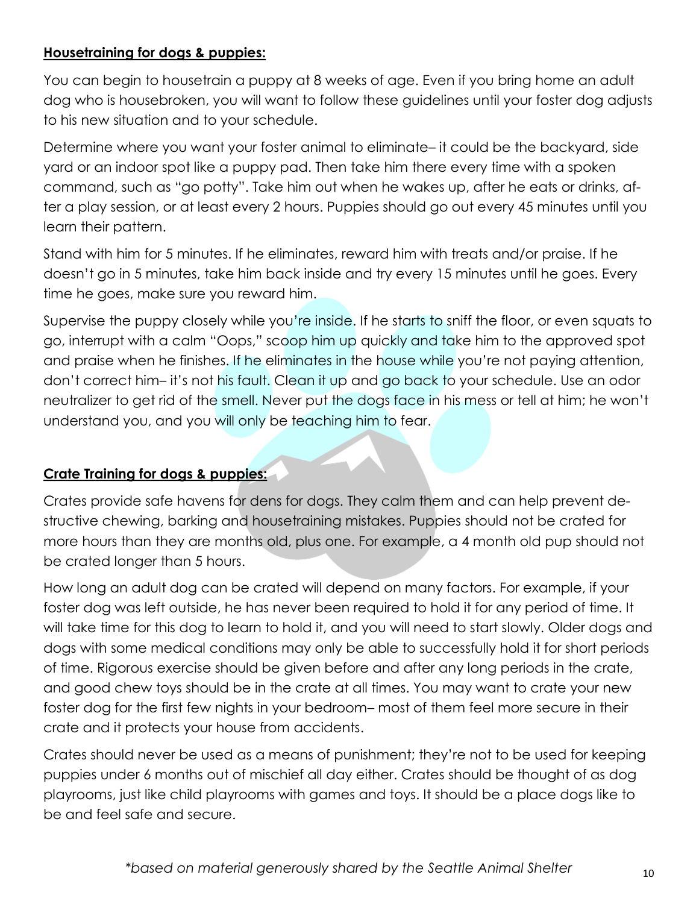**Housetraining for dogs & puppies:**

You can begin to housetrain a puppy at 8 weeks of age. Even if you bring home an adult dog who is housebroken, you will want to follow these guidelines until your foster dog adjusts to his new situation and to your schedule.

Determine where you want your foster animal to eliminate– it could be the backyard, side yard or an indoor spot like a puppy pad. Then take him there every time with a spoken command, such as "go potty". Take him out when he wakes up, after he eats or drinks, after a play session, or at least every 2 hours. Puppies should go out every 45 minutes until you learn their pattern.

Stand with him for 5 minutes. If he eliminates, reward him with treats and/or praise. If he doesn't go in 5 minutes, take him back inside and try every 15 minutes until he goes. Every time he goes, make sure you reward him.

Supervise the puppy closely while you're inside. If he starts to sniff the floor, or even squats to go, interrupt with a calm "Oops," scoop him up quickly and take him to the approved spot and praise when he finishes. If he eliminates in the house while you're not paying attention, don't correct him– it's not his fault. Clean it up and go back to your schedule. Use an odor neutralizer to get rid of the smell. Never put the dogs face in his mess or tell at him; he won't understand you, and you will only be teaching him to fear.

**Crate Training for dogs & puppies:**

Crates provide safe havens for dens for dogs. They calm them and can help prevent destructive chewing, barking and housetraining mistakes. Puppies should not be crated for more hours than they are months old, plus one. For example, a 4 month old pup should not be crated longer than 5 hours.

How long an adult dog can be crated will depend on many factors. For example, if your foster dog was left outside, he has never been required to hold it for any period of time. It will take time for this dog to learn to hold it, and you will need to start slowly. Older dogs and dogs with some medical conditions may only be able to successfully hold it for short periods of time. Rigorous exercise should be given before and after any long periods in the crate, and good chew toys should be in the crate at all times. You may want to crate your new foster dog for the first few nights in your bedroom– most of them feel more secure in their crate and it protects your house from accidents.

Crates should never be used as a means of punishment; they're not to be used for keeping puppies under 6 months out of mischief all day either. Crates should be thought of as dog playrooms, just like child playrooms with games and toys. It should be a place dogs like to be and feel safe and secure.

*\*based on material generously shared by the Seattle Animal Shelter*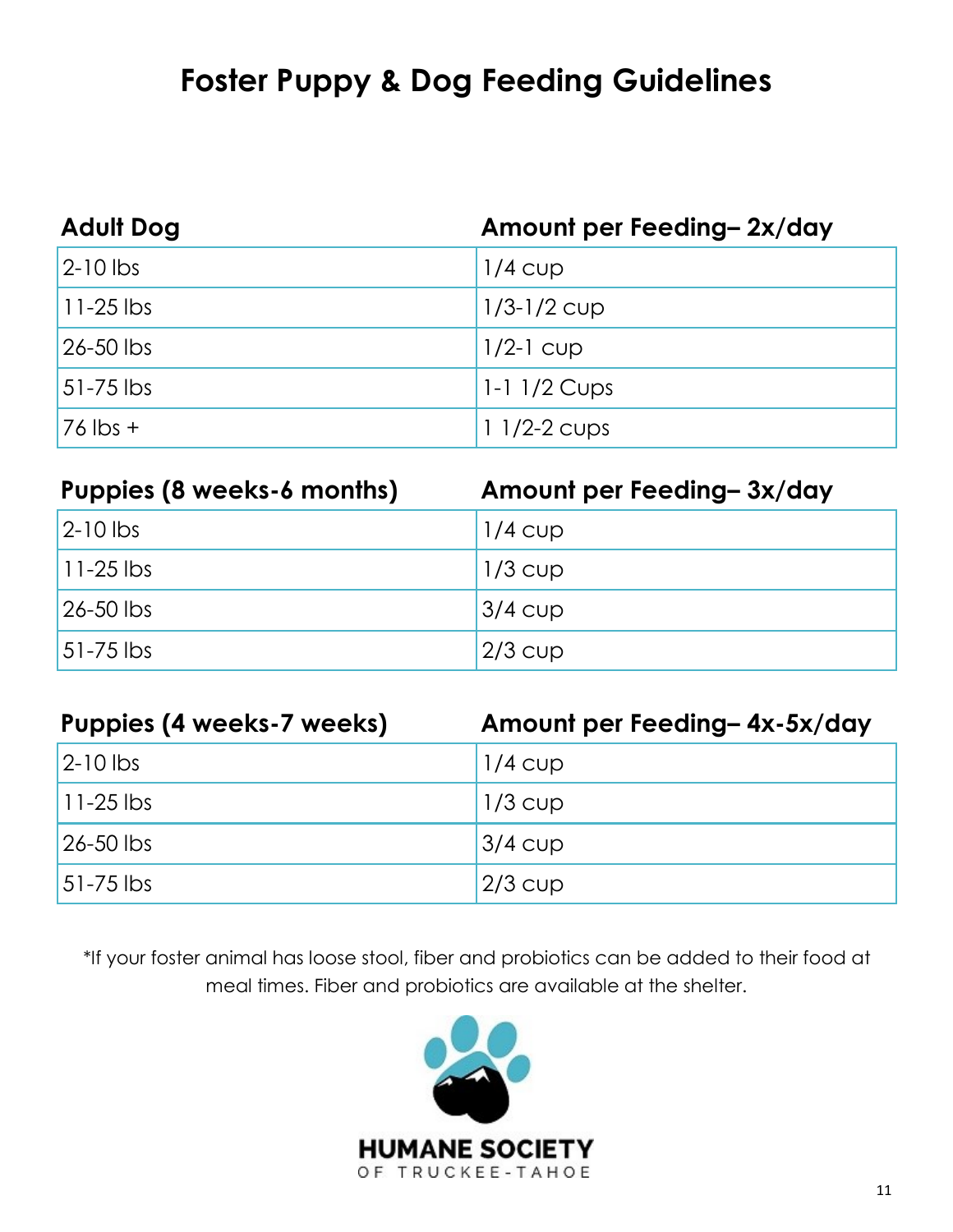# Foster Puppy & Dog Feeding Guidelines

| Adult Dog | Amount per Feeding– 2x/day |
| --- | --- |
| 2-10 lbs | 1/4 cup |
| 11-25 lbs | 1/3-1/2 cup |
| 26-50 lbs | 1/2-1 cup |
| 51-75 lbs | 1-1 1/2 Cups |
| 76 lbs + | 1 1/2-2 cups |

| Puppies (8 weeks-6 months) | Amount per Feeding– 3x/day |
| --- | --- |
| 2-10 lbs | 1/4 cup |
| 11-25 lbs | 1/3 cup |
| 26-50 lbs | 3/4 cup |
| 51-75 lbs | 2/3 cup |

| Puppies (4 weeks-7 weeks) | Amount per Feeding– 4x-5x/day |
| --- | --- |
| 2-10 lbs | 1/4 cup |
| 11-25 lbs | 1/3 cup |
| 26-50 lbs | 3/4 cup |
| 51-75 lbs | 2/3 cup |

*If your foster animal has loose stool, fiber and probiotics can be added to their food at meal times. Fiber and probiotics are available at the shelter.

HUMANE SOCIETY
OF TRUCKEE-TAHOE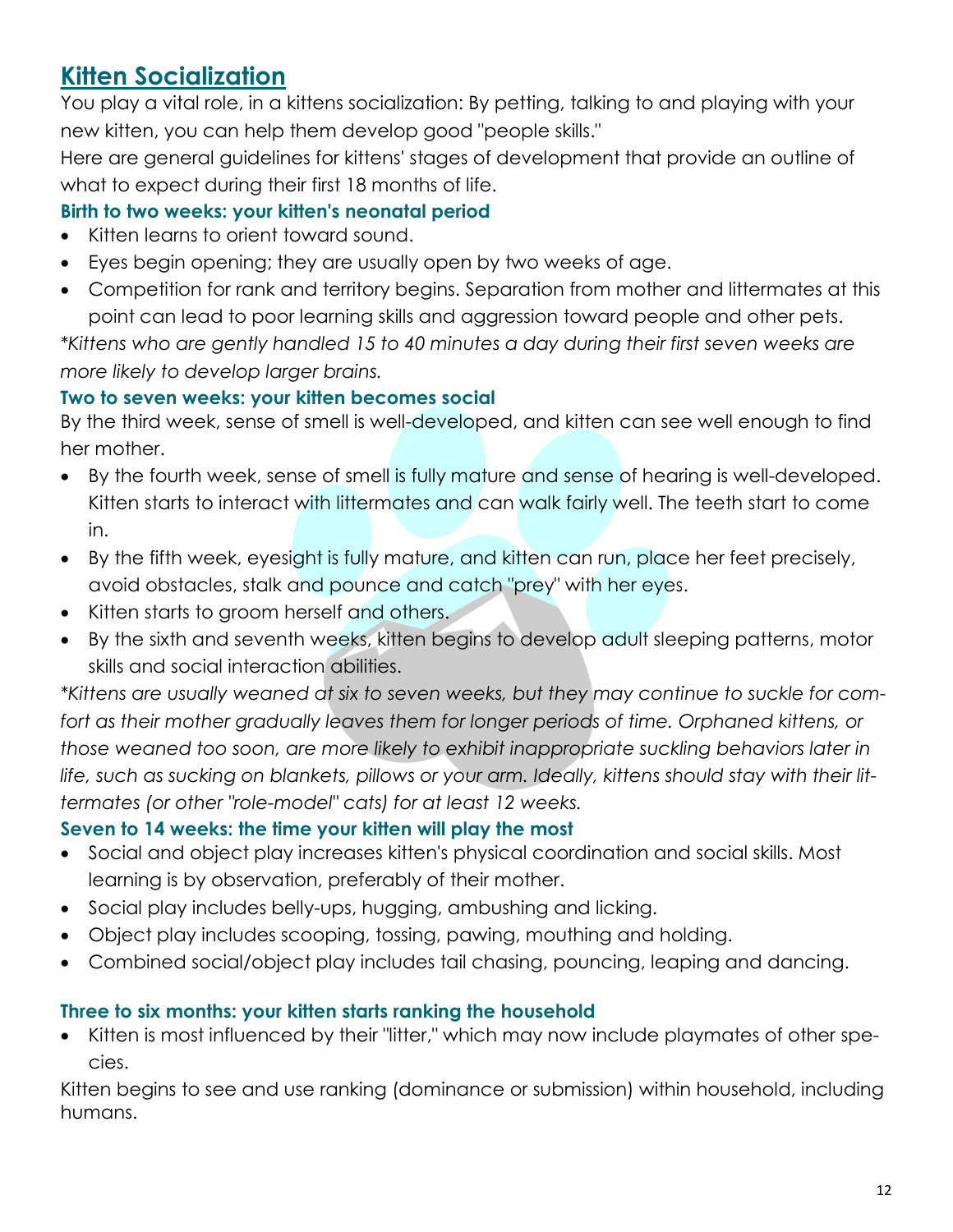## Kitten Socialization

You play a vital role, in a kittens socialization: By petting, talking to and playing with your new kitten, you can help them develop good "people skills."

Here are general guidelines for kittens' stages of development that provide an outline of what to expect during their first 18 months of life.

### Birth to two weeks: your kitten's neonatal period

- Kitten learns to orient toward sound.
- Eyes begin opening; they are usually open by two weeks of age.
- Competition for rank and territory begins. Separation from mother and littermates at this point can lead to poor learning skills and aggression toward people and other pets.

*\*Kittens who are gently handled 15 to 40 minutes a day during their first seven weeks are more likely to develop larger brains.*

### Two to seven weeks: your kitten becomes social

By the third week, sense of smell is well-developed, and kitten can see well enough to find her mother.

- By the fourth week, sense of smell is fully mature and sense of hearing is well-developed. Kitten starts to interact with littermates and can walk fairly well. The teeth start to come in.
- By the fifth week, eyesight is fully mature, and kitten can run, place her feet precisely, avoid obstacles, stalk and pounce and catch "prey" with her eyes.
- Kitten starts to groom herself and others.
- By the sixth and seventh weeks, kitten begins to develop adult sleeping patterns, motor skills and social interaction abilities.

*\*Kittens are usually weaned at six to seven weeks, but they may continue to suckle for comfort as their mother gradually leaves them for longer periods of time. Orphaned kittens, or those weaned too soon, are more likely to exhibit inappropriate suckling behaviors later in life, such as sucking on blankets, pillows or your arm. Ideally, kittens should stay with their littermates (or other "role-model" cats) for at least 12 weeks.*

### Seven to 14 weeks: the time your kitten will play the most

- Social and object play increases kitten's physical coordination and social skills. Most learning is by observation, preferably of their mother.
- Social play includes belly-ups, hugging, ambushing and licking.
- Object play includes scooping, tossing, pawing, mouthing and holding.
- Combined social/object play includes tail chasing, pouncing, leaping and dancing.

### Three to six months: your kitten starts ranking the household

- Kitten is most influenced by their "litter," which may now include playmates of other species.

Kitten begins to see and use ranking (dominance or submission) within household, including humans.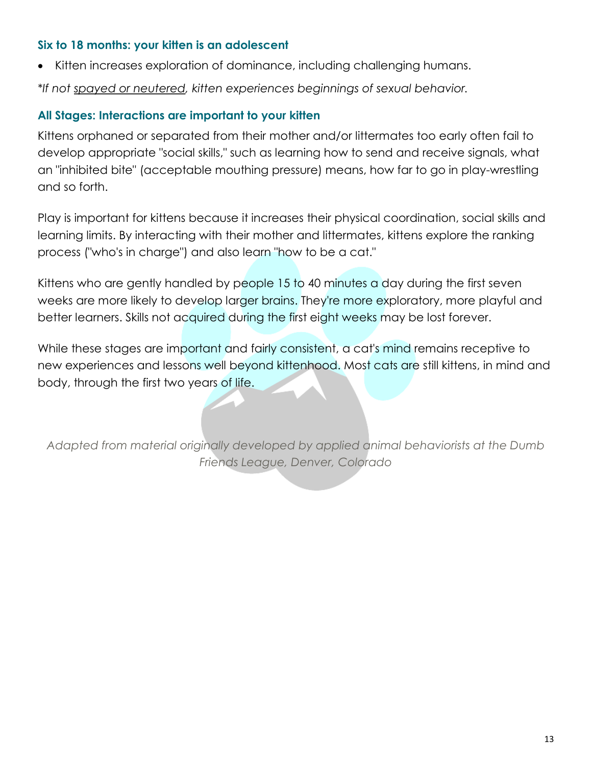### Six to 18 months: your kitten is an adolescent

- Kitten increases exploration of dominance, including challenging humans.

*\*If not spayed or neutered, kitten experiences beginnings of sexual behavior.*

### All Stages: Interactions are important to your kitten

Kittens orphaned or separated from their mother and/or littermates too early often fail to develop appropriate "social skills," such as learning how to send and receive signals, what an "inhibited bite" (acceptable mouthing pressure) means, how far to go in play-wrestling and so forth.

Play is important for kittens because it increases their physical coordination, social skills and learning limits. By interacting with their mother and littermates, kittens explore the ranking process ("who's in charge") and also learn "how to be a cat."

Kittens who are gently handled by people 15 to 40 minutes a day during the first seven weeks are more likely to develop larger brains. They're more exploratory, more playful and better learners. Skills not acquired during the first eight weeks may be lost forever.

While these stages are important and fairly consistent, a cat's mind remains receptive to new experiences and lessons well beyond kittenhood. Most cats are still kittens, in mind and body, through the first two years of life.

*Adapted from material originally developed by applied animal behaviorists at the Dumb Friends League, Denver, Colorado*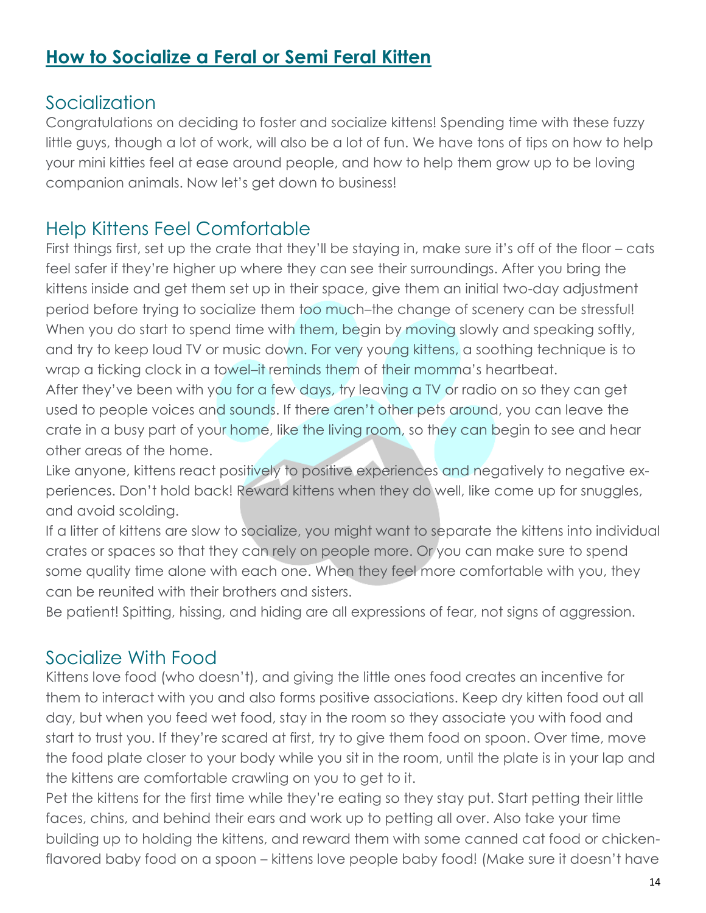# How to Socialize a Feral or Semi Feral Kitten

## Socialization

Congratulations on deciding to foster and socialize kittens! Spending time with these fuzzy little guys, though a lot of work, will also be a lot of fun. We have tons of tips on how to help your mini kitties feel at ease around people, and how to help them grow up to be loving companion animals. Now let's get down to business!

## Help Kittens Feel Comfortable

First things first, set up the crate that they'll be staying in, make sure it's off of the floor – cats feel safer if they're higher up where they can see their surroundings. After you bring the kittens inside and get them set up in their space, give them an initial two-day adjustment period before trying to socialize them too much–the change of scenery can be stressful! When you do start to spend time with them, begin by moving slowly and speaking softly, and try to keep loud TV or music down. For very young kittens, a soothing technique is to wrap a ticking clock in a towel–it reminds them of their momma's heartbeat.

After they've been with you for a few days, try leaving a TV or radio on so they can get used to people voices and sounds. If there aren't other pets around, you can leave the crate in a busy part of your home, like the living room, so they can begin to see and hear other areas of the home.

Like anyone, kittens react positively to positive experiences and negatively to negative experiences. Don't hold back! Reward kittens when they do well, like come up for snuggles, and avoid scolding.

If a litter of kittens are slow to socialize, you might want to separate the kittens into individual crates or spaces so that they can rely on people more. Or you can make sure to spend some quality time alone with each one. When they feel more comfortable with you, they can be reunited with their brothers and sisters.

Be patient! Spitting, hissing, and hiding are all expressions of fear, not signs of aggression.

## Socialize With Food

Kittens love food (who doesn't), and giving the little ones food creates an incentive for them to interact with you and also forms positive associations. Keep dry kitten food out all day, but when you feed wet food, stay in the room so they associate you with food and start to trust you. If they're scared at first, try to give them food on spoon. Over time, move the food plate closer to your body while you sit in the room, until the plate is in your lap and the kittens are comfortable crawling on you to get to it.

Pet the kittens for the first time while they're eating so they stay put. Start petting their little faces, chins, and behind their ears and work up to petting all over. Also take your time building up to holding the kittens, and reward them with some canned cat food or chicken-flavored baby food on a spoon – kittens love people baby food! (Make sure it doesn't have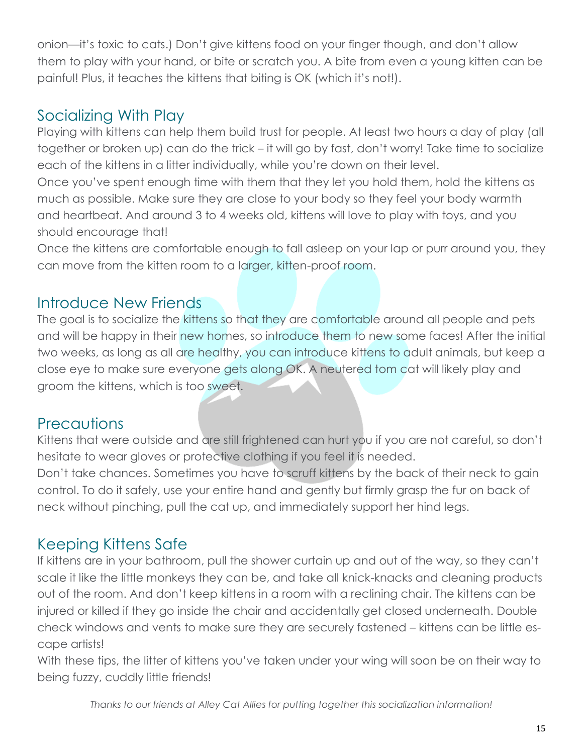onion—it's toxic to cats.) Don't give kittens food on your finger though, and don't allow them to play with your hand, or bite or scratch you. A bite from even a young kitten can be painful! Plus, it teaches the kittens that biting is OK (which it's not!).

## Socializing With Play

Playing with kittens can help them build trust for people. At least two hours a day of play (all together or broken up) can do the trick – it will go by fast, don't worry! Take time to socialize each of the kittens in a litter individually, while you're down on their level.

Once you've spent enough time with them that they let you hold them, hold the kittens as much as possible. Make sure they are close to your body so they feel your body warmth and heartbeat. And around 3 to 4 weeks old, kittens will love to play with toys, and you should encourage that!

Once the kittens are comfortable enough to fall asleep on your lap or purr around you, they can move from the kitten room to a larger, kitten-proof room.

## Introduce New Friends

The goal is to socialize the kittens so that they are comfortable around all people and pets and will be happy in their new homes, so introduce them to new some faces! After the initial two weeks, as long as all are healthy, you can introduce kittens to adult animals, but keep a close eye to make sure everyone gets along OK. A neutered tom cat will likely play and groom the kittens, which is too sweet.

## Precautions

Kittens that were outside and are still frightened can hurt you if you are not careful, so don't hesitate to wear gloves or protective clothing if you feel it is needed.

Don't take chances. Sometimes you have to scruff kittens by the back of their neck to gain control. To do it safely, use your entire hand and gently but firmly grasp the fur on back of neck without pinching, pull the cat up, and immediately support her hind legs.

## Keeping Kittens Safe

If kittens are in your bathroom, pull the shower curtain up and out of the way, so they can't scale it like the little monkeys they can be, and take all knick-knacks and cleaning products out of the room. And don't keep kittens in a room with a reclining chair. The kittens can be injured or killed if they go inside the chair and accidentally get closed underneath. Double check windows and vents to make sure they are securely fastened – kittens can be little escape artists!

With these tips, the litter of kittens you've taken under your wing will soon be on their way to being fuzzy, cuddly little friends!

*Thanks to our friends at Alley Cat Allies for putting together this socialization information!*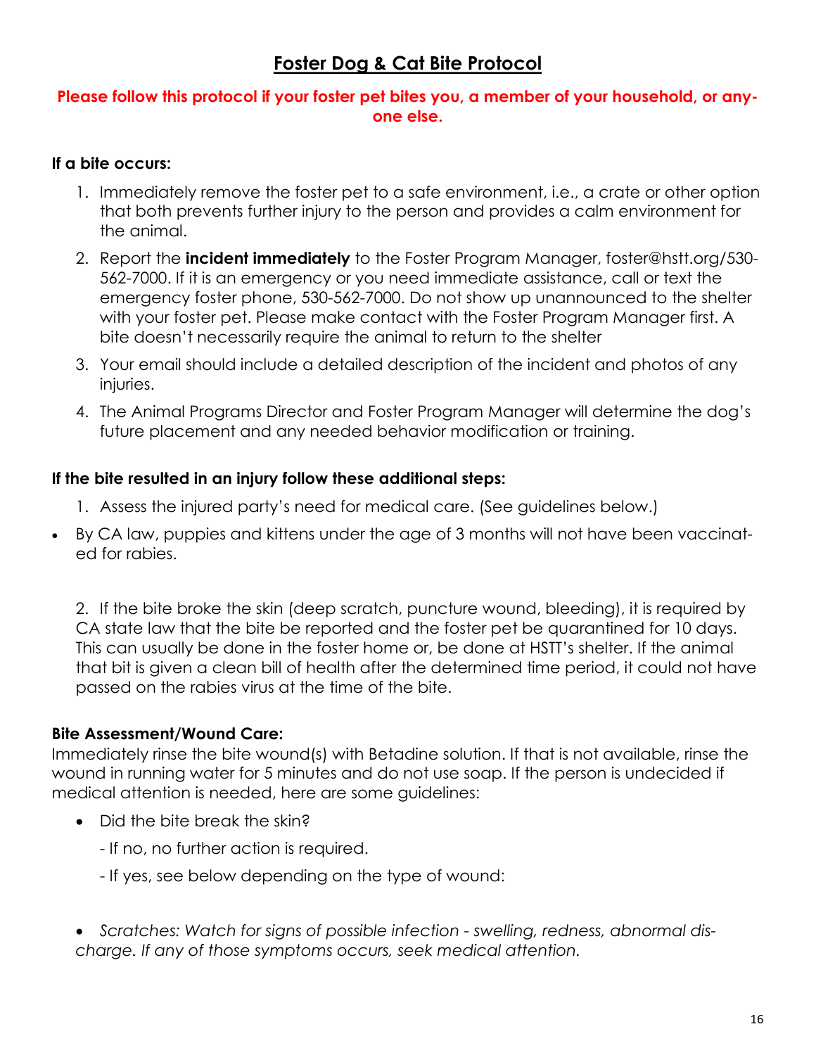# Foster Dog & Cat Bite Protocol

**Please follow this protocol if your foster pet bites you, a member of your household, or anyone else.**

**If a bite occurs:**

1. Immediately remove the foster pet to a safe environment, i.e., a crate or other option that both prevents further injury to the person and provides a calm environment for the animal.
2. Report the **incident immediately** to the Foster Program Manager, foster@hstt.org/530-562-7000. If it is an emergency or you need immediate assistance, call or text the emergency foster phone, 530-562-7000. Do not show up unannounced to the shelter with your foster pet. Please make contact with the Foster Program Manager first. A bite doesn't necessarily require the animal to return to the shelter
3. Your email should include a detailed description of the incident and photos of any injuries.
4. The Animal Programs Director and Foster Program Manager will determine the dog's future placement and any needed behavior modification or training.

**If the bite resulted in an injury follow these additional steps:**

1. Assess the injured party's need for medical care. (See guidelines below.)

- By CA law, puppies and kittens under the age of 3 months will not have been vaccinated for rabies.

2. If the bite broke the skin (deep scratch, puncture wound, bleeding), it is required by CA state law that the bite be reported and the foster pet be quarantined for 10 days. This can usually be done in the foster home or, be done at HSTT's shelter. If the animal that bit is given a clean bill of health after the determined time period, it could not have passed on the rabies virus at the time of the bite.

**Bite Assessment/Wound Care:**
Immediately rinse the bite wound(s) with Betadine solution. If that is not available, rinse the wound in running water for 5 minutes and do not use soap. If the person is undecided if medical attention is needed, here are some guidelines:

- Did the bite break the skin?
  - If no, no further action is required.
  - If yes, see below depending on the type of wound:

- *Scratches: Watch for signs of possible infection - swelling, redness, abnormal discharge. If any of those symptoms occurs, seek medical attention.*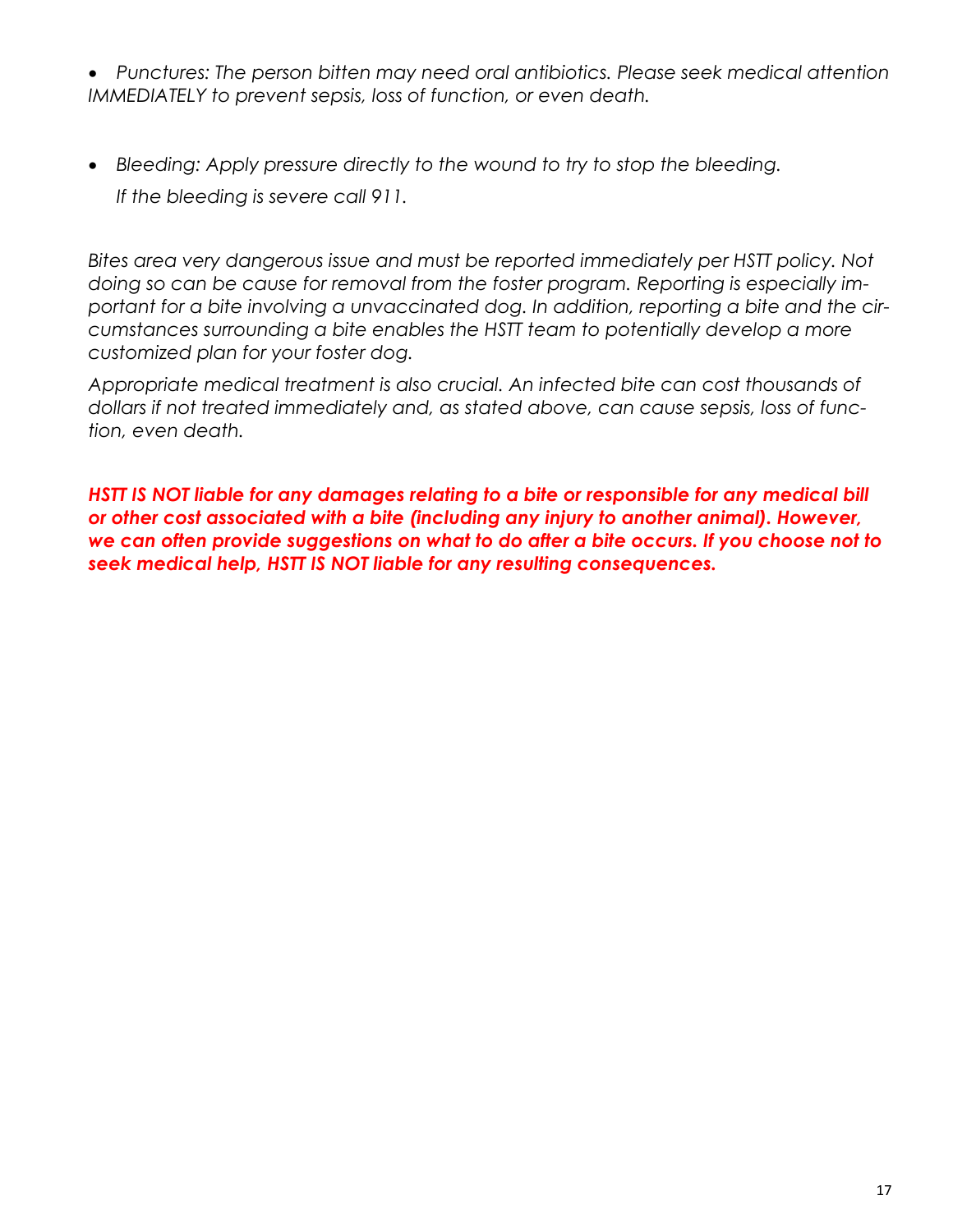- *Punctures: The person bitten may need oral antibiotics. Please seek medical attention IMMEDIATELY to prevent sepsis, loss of function, or even death.*

- *Bleeding: Apply pressure directly to the wound to try to stop the bleeding. If the bleeding is severe call 911.*

*Bites area very dangerous issue and must be reported immediately per HSTT policy. Not doing so can be cause for removal from the foster program. Reporting is especially important for a bite involving a unvaccinated dog. In addition, reporting a bite and the circumstances surrounding a bite enables the HSTT team to potentially develop a more customized plan for your foster dog.*

*Appropriate medical treatment is also crucial. An infected bite can cost thousands of dollars if not treated immediately and, as stated above, can cause sepsis, loss of function, even death.*

***HSTT IS NOT liable for any damages relating to a bite or responsible for any medical bill or other cost associated with a bite (including any injury to another animal). However, we can often provide suggestions on what to do after a bite occurs. If you choose not to seek medical help, HSTT IS NOT liable for any resulting consequences.***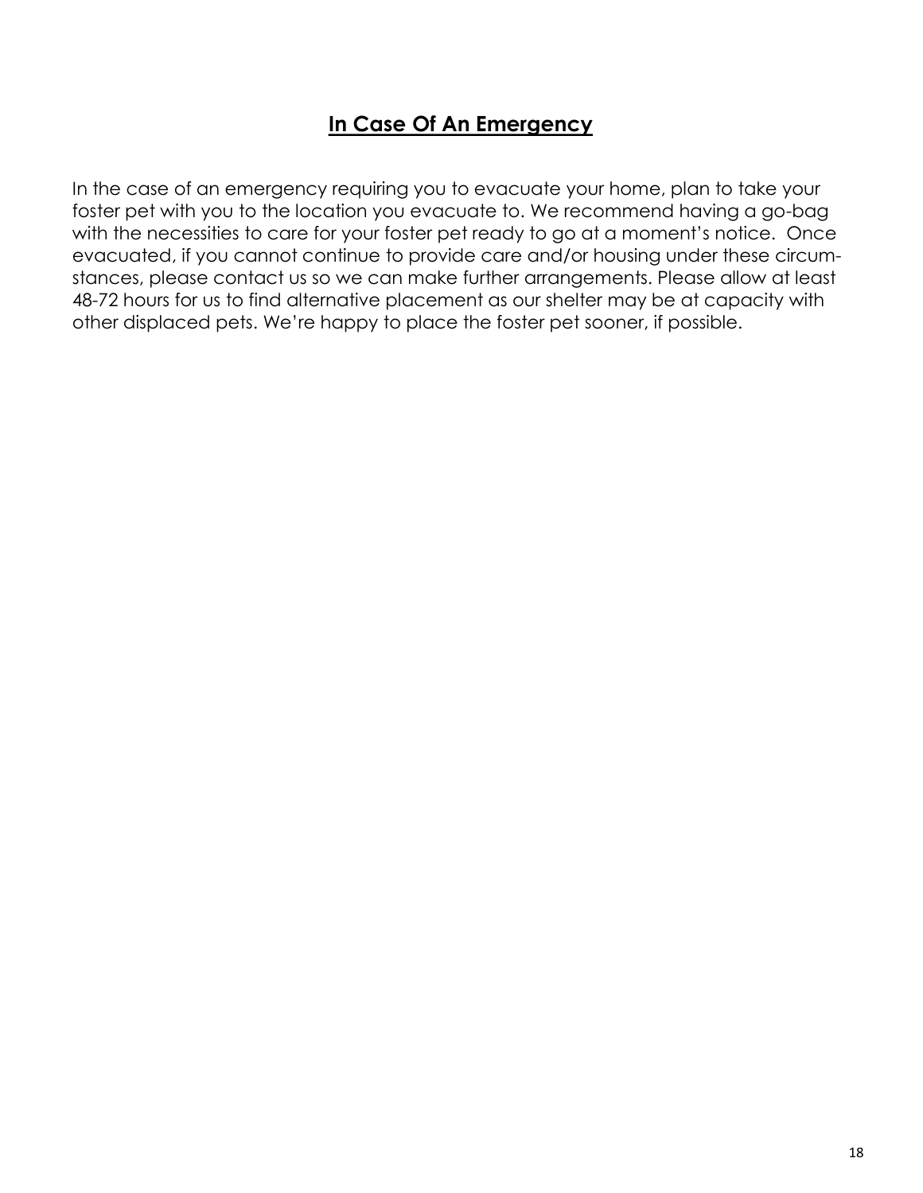## In Case Of An Emergency

In the case of an emergency requiring you to evacuate your home, plan to take your foster pet with you to the location you evacuate to. We recommend having a go-bag with the necessities to care for your foster pet ready to go at a moment's notice. Once evacuated, if you cannot continue to provide care and/or housing under these circumstances, please contact us so we can make further arrangements. Please allow at least 48-72 hours for us to find alternative placement as our shelter may be at capacity with other displaced pets. We're happy to place the foster pet sooner, if possible.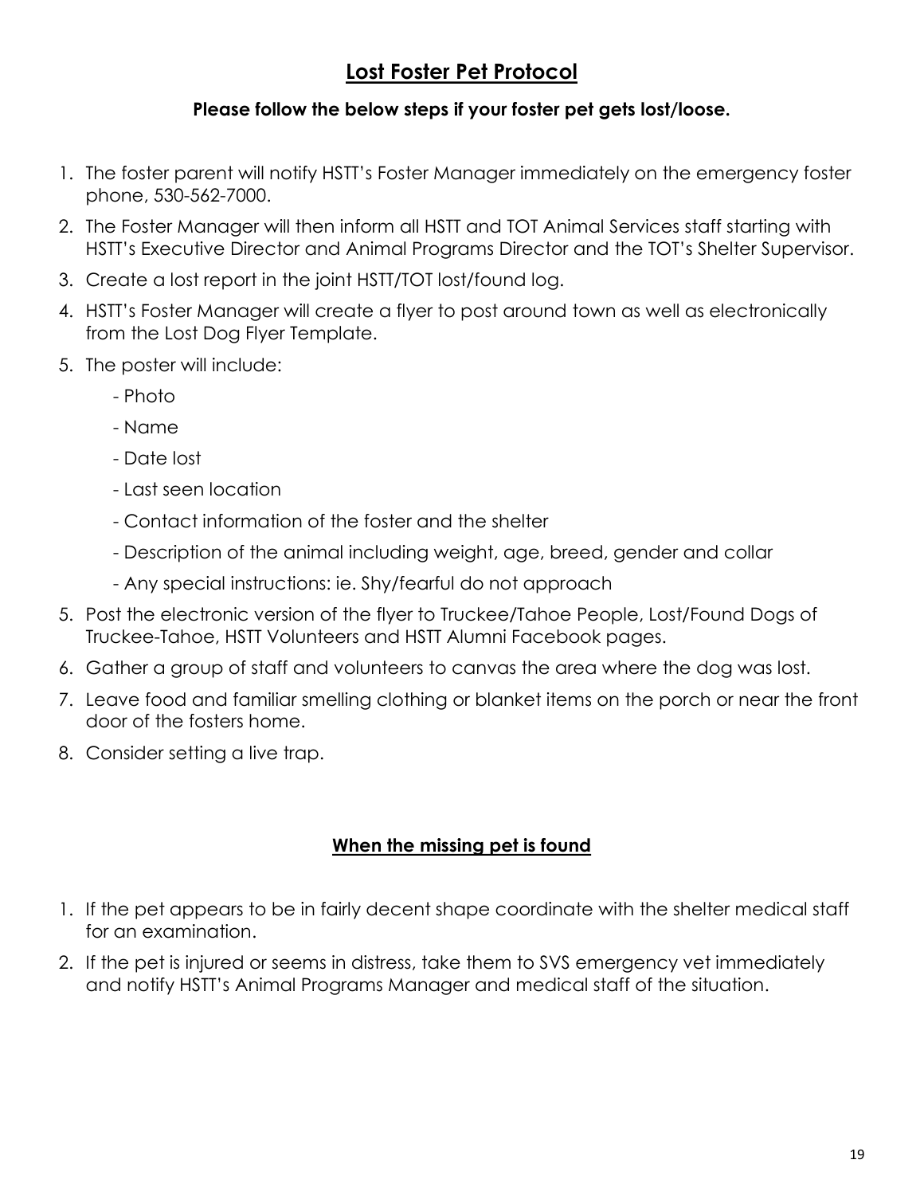## Lost Foster Pet Protocol

**Please follow the below steps if your foster pet gets lost/loose.**

1. The foster parent will notify HSTT's Foster Manager immediately on the emergency foster phone, 530-562-7000.
2. The Foster Manager will then inform all HSTT and TOT Animal Services staff starting with HSTT's Executive Director and Animal Programs Director and the TOT's Shelter Supervisor.
3. Create a lost report in the joint HSTT/TOT lost/found log.
4. HSTT's Foster Manager will create a flyer to post around town as well as electronically from the Lost Dog Flyer Template.
5. The poster will include:
   - Photo
   - Name
   - Date lost
   - Last seen location
   - Contact information of the foster and the shelter
   - Description of the animal including weight, age, breed, gender and collar
   - Any special instructions: ie. Shy/fearful do not approach
5. Post the electronic version of the flyer to Truckee/Tahoe People, Lost/Found Dogs of Truckee-Tahoe, HSTT Volunteers and HSTT Alumni Facebook pages.
6. Gather a group of staff and volunteers to canvas the area where the dog was lost.
7. Leave food and familiar smelling clothing or blanket items on the porch or near the front door of the fosters home.
8. Consider setting a live trap.

## When the missing pet is found

1. If the pet appears to be in fairly decent shape coordinate with the shelter medical staff for an examination.
2. If the pet is injured or seems in distress, take them to SVS emergency vet immediately and notify HSTT's Animal Programs Manager and medical staff of the situation.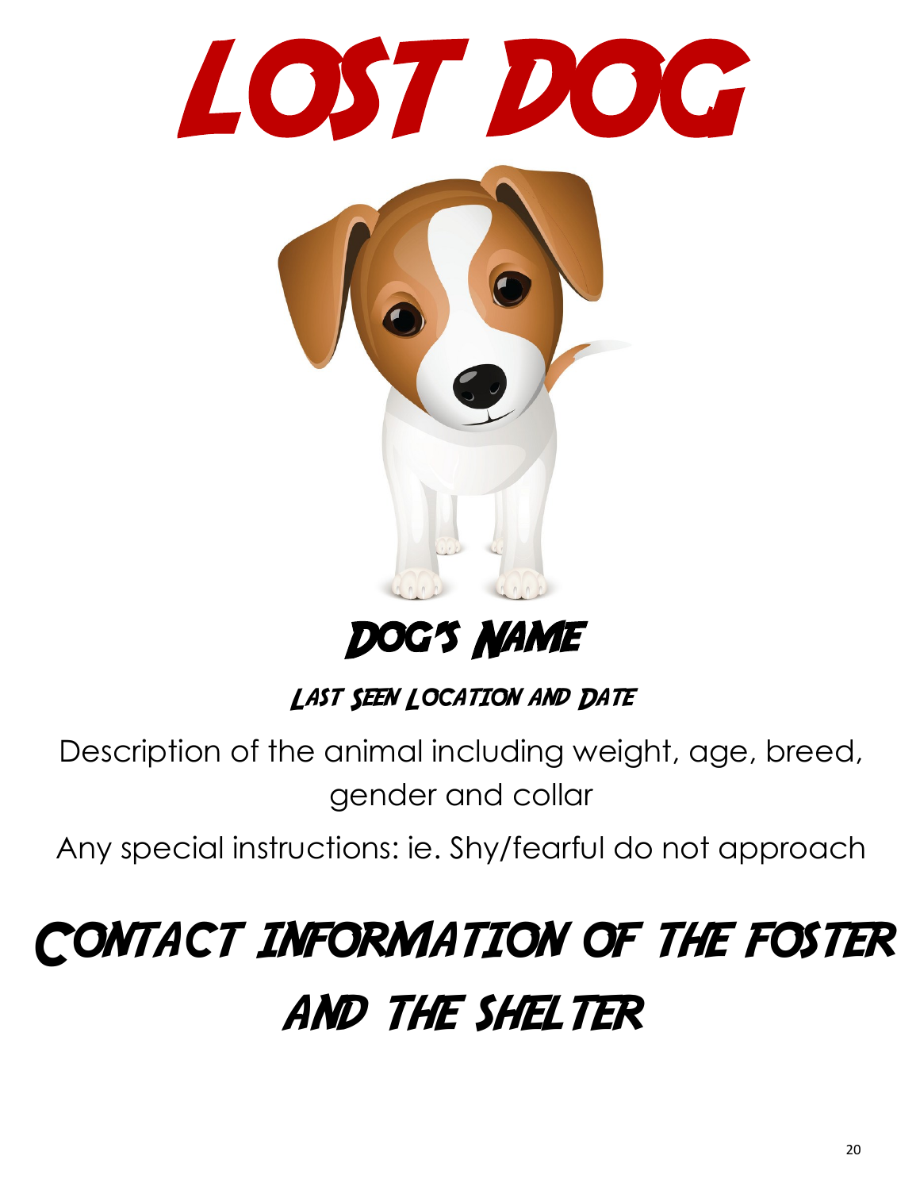# LOST DOG

## DOG'S NAME

### LAST SEEN LOCATION AND DATE

Description of the animal including weight, age, breed, gender and collar

Any special instructions: ie. Shy/fearful do not approach

## CONTACT INFORMATION OF THE FOSTER AND THE SHELTER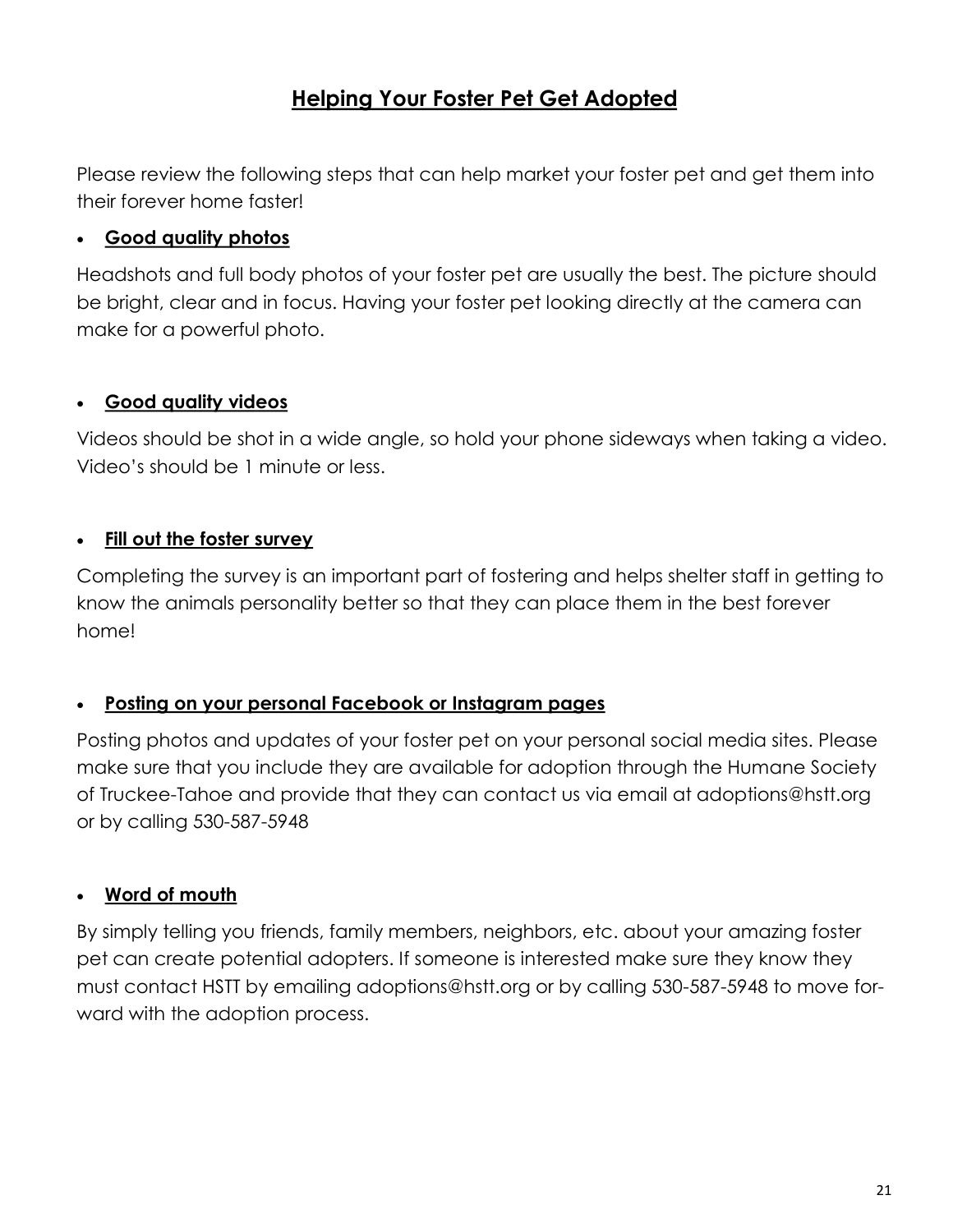# Helping Your Foster Pet Get Adopted

Please review the following steps that can help market your foster pet and get them into their forever home faster!

- **Good quality photos**

Headshots and full body photos of your foster pet are usually the best. The picture should be bright, clear and in focus. Having your foster pet looking directly at the camera can make for a powerful photo.

- **Good quality videos**

Videos should be shot in a wide angle, so hold your phone sideways when taking a video. Video's should be 1 minute or less.

- **Fill out the foster survey**

Completing the survey is an important part of fostering and helps shelter staff in getting to know the animals personality better so that they can place them in the best forever home!

- **Posting on your personal Facebook or Instagram pages**

Posting photos and updates of your foster pet on your personal social media sites. Please make sure that you include they are available for adoption through the Humane Society of Truckee-Tahoe and provide that they can contact us via email at adoptions@hstt.org or by calling 530-587-5948

- **Word of mouth**

By simply telling you friends, family members, neighbors, etc. about your amazing foster pet can create potential adopters. If someone is interested make sure they know they must contact HSTT by emailing adoptions@hstt.org or by calling 530-587-5948 to move forward with the adoption process.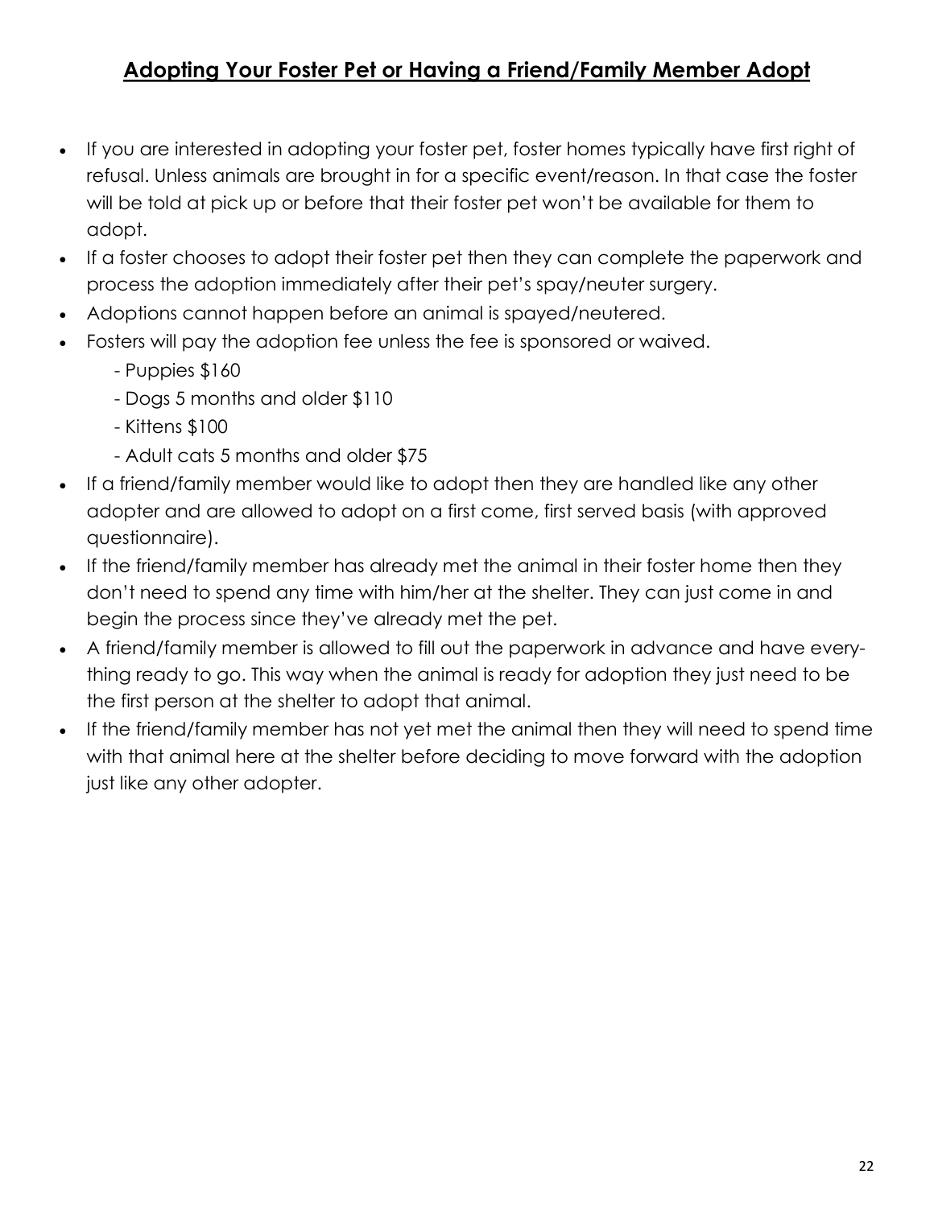## Adopting Your Foster Pet or Having a Friend/Family Member Adopt

- If you are interested in adopting your foster pet, foster homes typically have first right of refusal. Unless animals are brought in for a specific event/reason. In that case the foster will be told at pick up or before that their foster pet won't be available for them to adopt.
- If a foster chooses to adopt their foster pet then they can complete the paperwork and process the adoption immediately after their pet's spay/neuter surgery.
- Adoptions cannot happen before an animal is spayed/neutered.
- Fosters will pay the adoption fee unless the fee is sponsored or waived.
  - Puppies $160
  - Dogs 5 months and older $110
  - Kittens $100
  - Adult cats 5 months and older $75
- If a friend/family member would like to adopt then they are handled like any other adopter and are allowed to adopt on a first come, first served basis (with approved questionnaire).
- If the friend/family member has already met the animal in their foster home then they don't need to spend any time with him/her at the shelter. They can just come in and begin the process since they've already met the pet.
- A friend/family member is allowed to fill out the paperwork in advance and have everything ready to go. This way when the animal is ready for adoption they just need to be the first person at the shelter to adopt that animal.
- If the friend/family member has not yet met the animal then they will need to spend time with that animal here at the shelter before deciding to move forward with the adoption just like any other adopter.